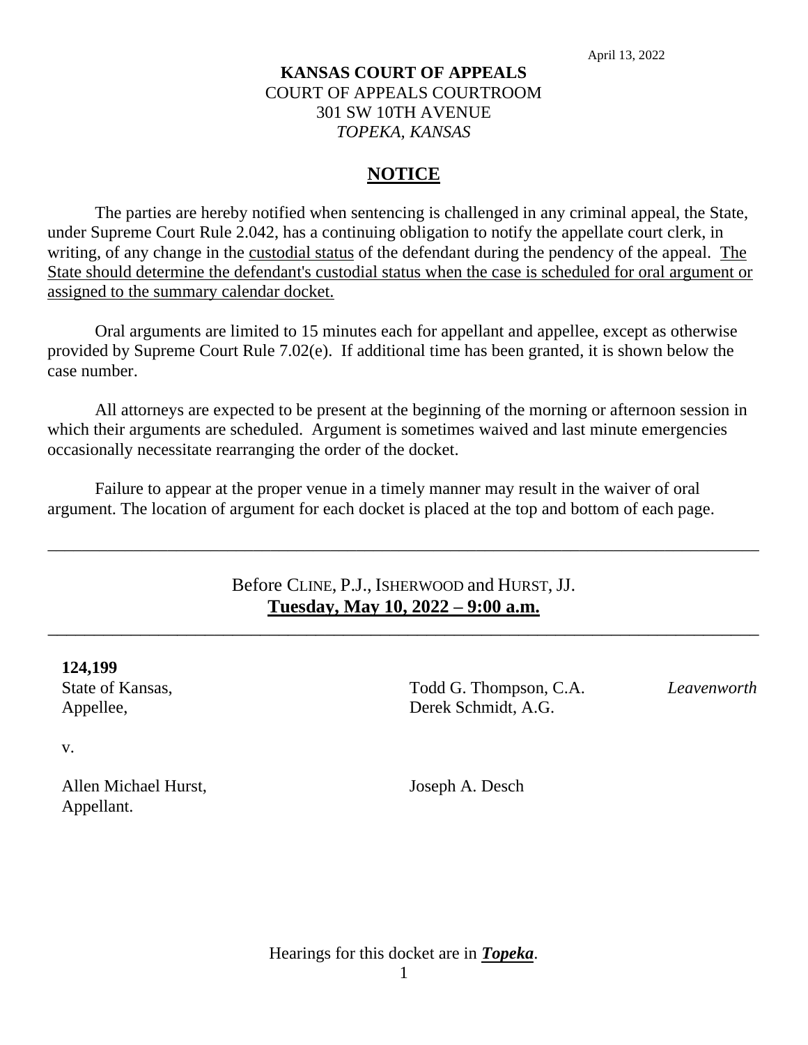April 13, 2022

**KANSAS COURT OF APPEALS**
COURT OF APPEALS COURTROOM
301 SW 10TH AVENUE
*TOPEKA, KANSAS*

## NOTICE

The parties are hereby notified when sentencing is challenged in any criminal appeal, the State, under Supreme Court Rule 2.042, has a continuing obligation to notify the appellate court clerk, in writing, of any change in the custodial status of the defendant during the pendency of the appeal. The State should determine the defendant's custodial status when the case is scheduled for oral argument or assigned to the summary calendar docket.

Oral arguments are limited to 15 minutes each for appellant and appellee, except as otherwise provided by Supreme Court Rule 7.02(e). If additional time has been granted, it is shown below the case number.

All attorneys are expected to be present at the beginning of the morning or afternoon session in which their arguments are scheduled. Argument is sometimes waived and last minute emergencies occasionally necessitate rearranging the order of the docket.

Failure to appear at the proper venue in a timely manner may result in the waiver of oral argument. The location of argument for each docket is placed at the top and bottom of each page.

---

Before CLINE, P.J., ISHERWOOD and HURST, JJ.
**Tuesday, May 10, 2022 – 9:00 a.m.**

---

**124,199**

| | | |
|---|---|---|
| State of Kansas,<br>Appellee, | Todd G. Thompson, C.A.<br>Derek Schmidt, A.G. | *Leavenworth* |
| v. | | |
| Allen Michael Hurst,<br>Appellant. | Joseph A. Desch | |

Hearings for this docket are in ***Topeka***.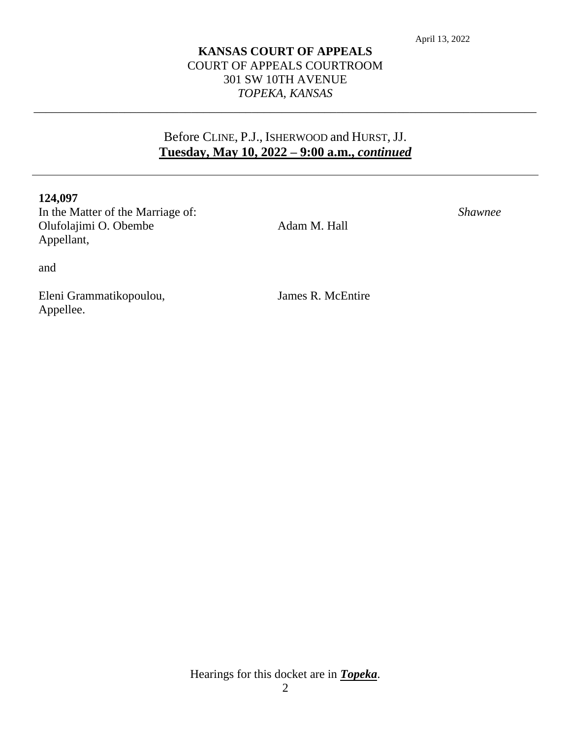April 13, 2022

**KANSAS COURT OF APPEALS**
COURT OF APPEALS COURTROOM
301 SW 10TH AVENUE
*TOPEKA, KANSAS*

---

Before CLINE, P.J., ISHERWOOD and HURST, JJ.
**Tuesday, May 10, 2022 – 9:00 a.m., *continued***

---

**124,097**

| | | |
|---|---|---|
| In the Matter of the Marriage of: | | *Shawnee* |
| Olufolajimi O. Obembe<br>Appellant, | Adam M. Hall | |
| and | | |
| Eleni Grammatikopoulou,<br>Appellee. | James R. McEntire | |

Hearings for this docket are in ***Topeka***.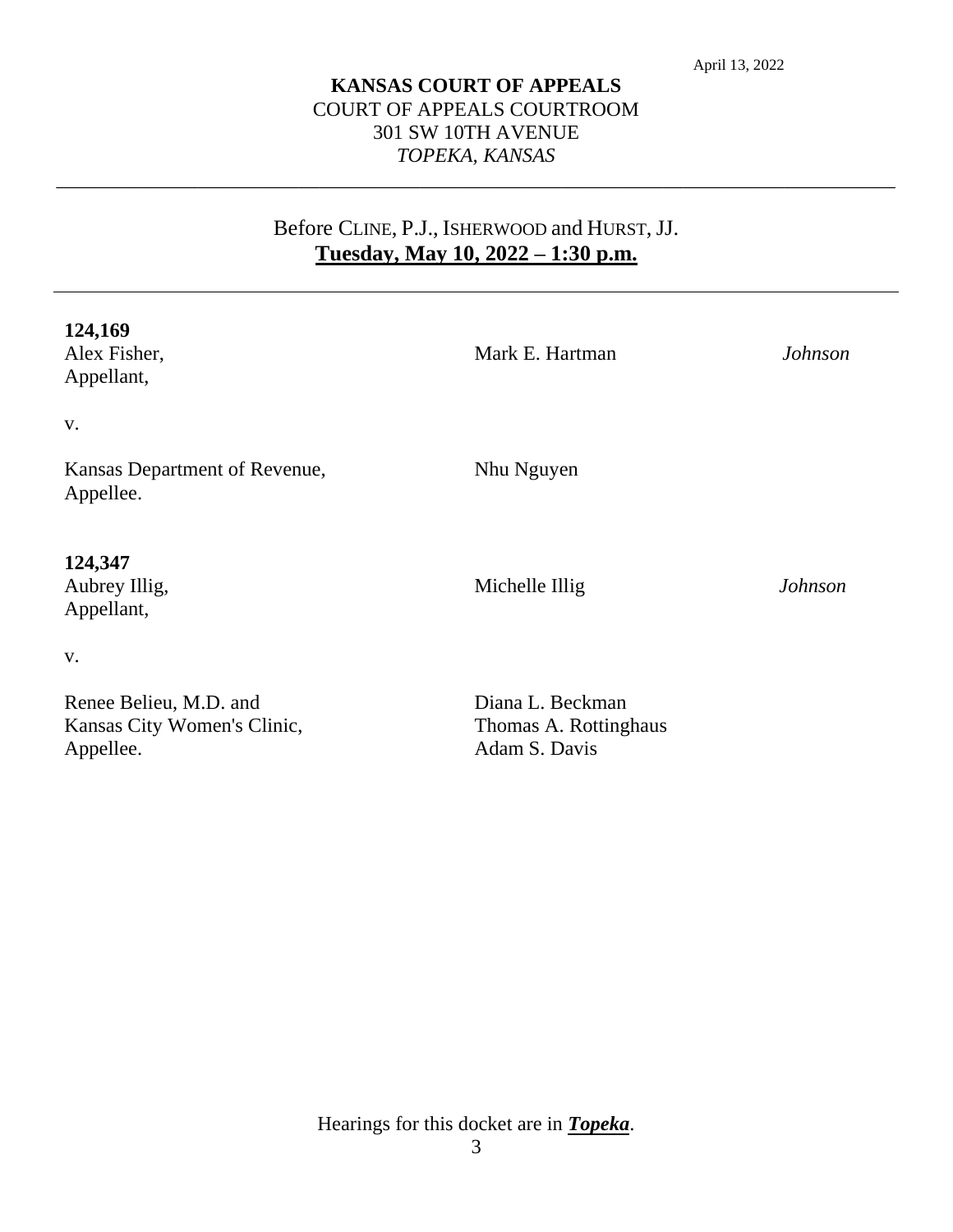April 13, 2022

**KANSAS COURT OF APPEALS**
COURT OF APPEALS COURTROOM
301 SW 10TH AVENUE
*TOPEKA, KANSAS*

---

Before CLINE, P.J., ISHERWOOD and HURST, JJ.
**Tuesday, May 10, 2022 – 1:30 p.m.**

---

| | | |
|---|---|---|
| **124,169**<br>Alex Fisher,<br>Appellant, | Mark E. Hartman | *Johnson* |
| v. | | |
| Kansas Department of Revenue,<br>Appellee. | Nhu Nguyen | |
| **124,347**<br>Aubrey Illig,<br>Appellant, | Michelle Illig | *Johnson* |
| v. | | |
| Renee Belieu, M.D. and<br>Kansas City Women's Clinic,<br>Appellee. | Diana L. Beckman<br>Thomas A. Rottinghaus<br>Adam S. Davis | |

Hearings for this docket are in ***Topeka***.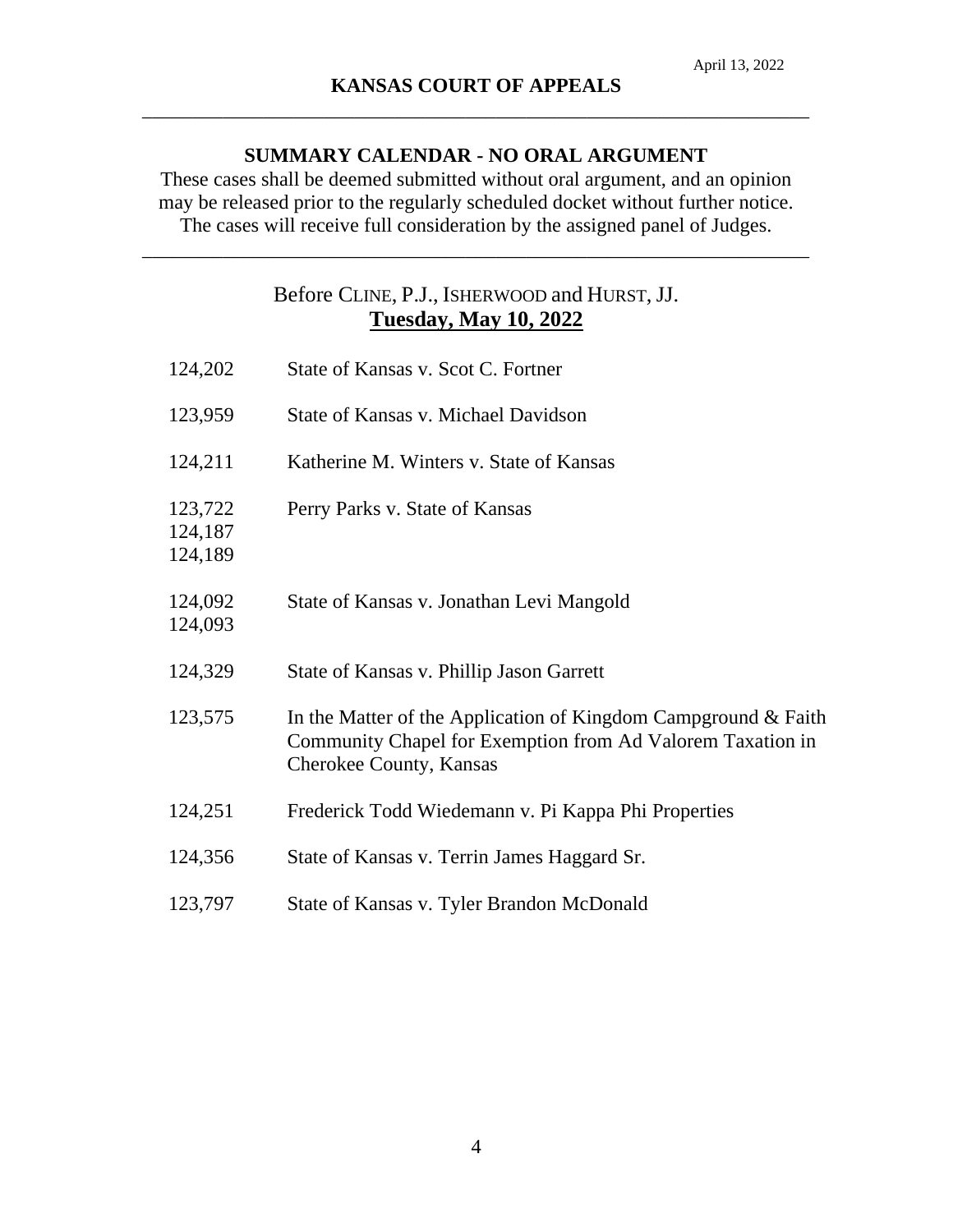April 13, 2022

## KANSAS COURT OF APPEALS

---

### SUMMARY CALENDAR - NO ORAL ARGUMENT

These cases shall be deemed submitted without oral argument, and an opinion may be released prior to the regularly scheduled docket without further notice. The cases will receive full consideration by the assigned panel of Judges.

---

Before CLINE, P.J., ISHERWOOD and HURST, JJ.

**Tuesday, May 10, 2022**

| | |
|---|---|
| 124,202 | State of Kansas v. Scot C. Fortner |
| 123,959 | State of Kansas v. Michael Davidson |
| 124,211 | Katherine M. Winters v. State of Kansas |
| 123,722<br>124,187<br>124,189 | Perry Parks v. State of Kansas |
| 124,092<br>124,093 | State of Kansas v. Jonathan Levi Mangold |
| 124,329 | State of Kansas v. Phillip Jason Garrett |
| 123,575 | In the Matter of the Application of Kingdom Campground & Faith Community Chapel for Exemption from Ad Valorem Taxation in Cherokee County, Kansas |
| 124,251 | Frederick Todd Wiedemann v. Pi Kappa Phi Properties |
| 124,356 | State of Kansas v. Terrin James Haggard Sr. |
| 123,797 | State of Kansas v. Tyler Brandon McDonald |